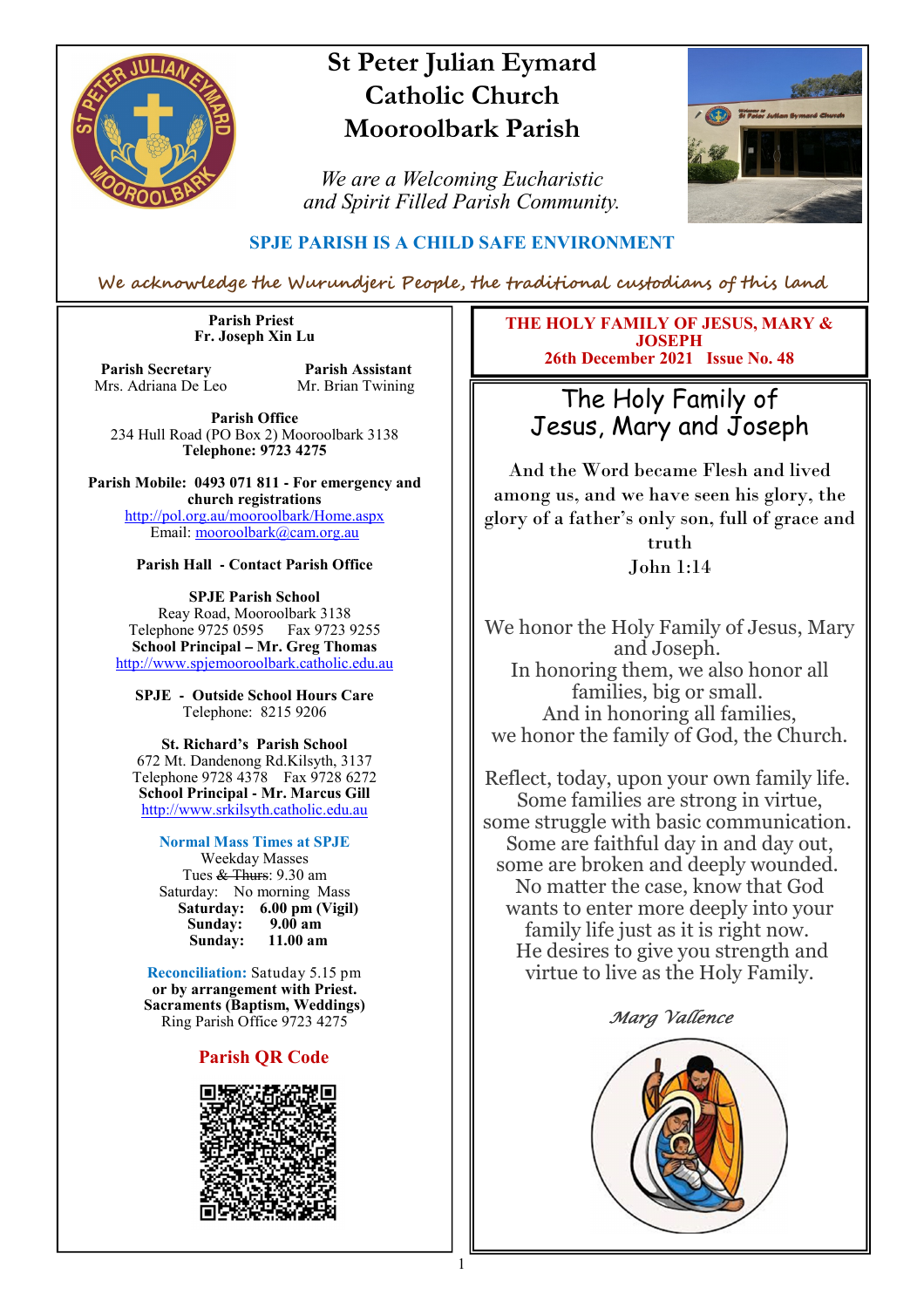# St Peter Julian Eymard Catholic Church Mooroolbark Parish

*We are a Welcoming Eucharistic and Spirit Filled Parish Community.*

**SPJE PARISH IS A CHILD SAFE ENVIRONMENT**

*We acknowledge the Wurundjeri People, the traditional custodians of this land*

**Parish Priest**
**Fr. Joseph Xin Lu**

**Parish Secretary**
Mrs. Adriana De Leo

**Parish Assistant**
Mr. Brian Twining

**Parish Office**
234 Hull Road (PO Box 2) Mooroolbark 3138
**Telephone: 9723 4275**

**Parish Mobile: 0493 071 811 - For emergency and church registrations**
http://pol.org.au/mooroolbark/Home.aspx
Email: mooroolbark@cam.org.au

**Parish Hall - Contact Parish Office**

**SPJE Parish School**
Reay Road, Mooroolbark 3138
Telephone 9725 0595 Fax 9723 9255
**School Principal – Mr. Greg Thomas**
http://www.spjemooroolbark.catholic.edu.au

**SPJE - Outside School Hours Care**
Telephone: 8215 9206

**St. Richard's Parish School**
672 Mt. Dandenong Rd.Kilsyth, 3137
Telephone 9728 4378 Fax 9728 6272
**School Principal - Mr. Marcus Gill**
http://www.srkilsyth.catholic.edu.au

**Normal Mass Times at SPJE**
Weekday Masses
Tues ~~& Thurs~~: 9.30 am
Saturday: No morning Mass
**Saturday: 6.00 pm (Vigil)**
**Sunday: 9.00 am**
**Sunday: 11.00 am**

**Reconciliation:** Satuday 5.15 pm
**or by arrangement with Priest.**
**Sacraments (Baptism, Weddings)**
Ring Parish Office 9723 4275

**Parish QR Code**

**THE HOLY FAMILY OF JESUS, MARY & JOSEPH**
**26th December 2021 Issue No. 48**

## The Holy Family of Jesus, Mary and Joseph

And the Word became Flesh and lived among us, and we have seen his glory, the glory of a father's only son, full of grace and truth
John 1:14

We honor the Holy Family of Jesus, Mary and Joseph.
In honoring them, we also honor all families, big or small.
And in honoring all families,
we honor the family of God, the Church.

Reflect, today, upon your own family life.
Some families are strong in virtue,
some struggle with basic communication.
Some are faithful day in and day out,
some are broken and deeply wounded.
No matter the case, know that God
wants to enter more deeply into your
family life just as it is right now.
He desires to give you strength and
virtue to live as the Holy Family.

*Marg Vallence*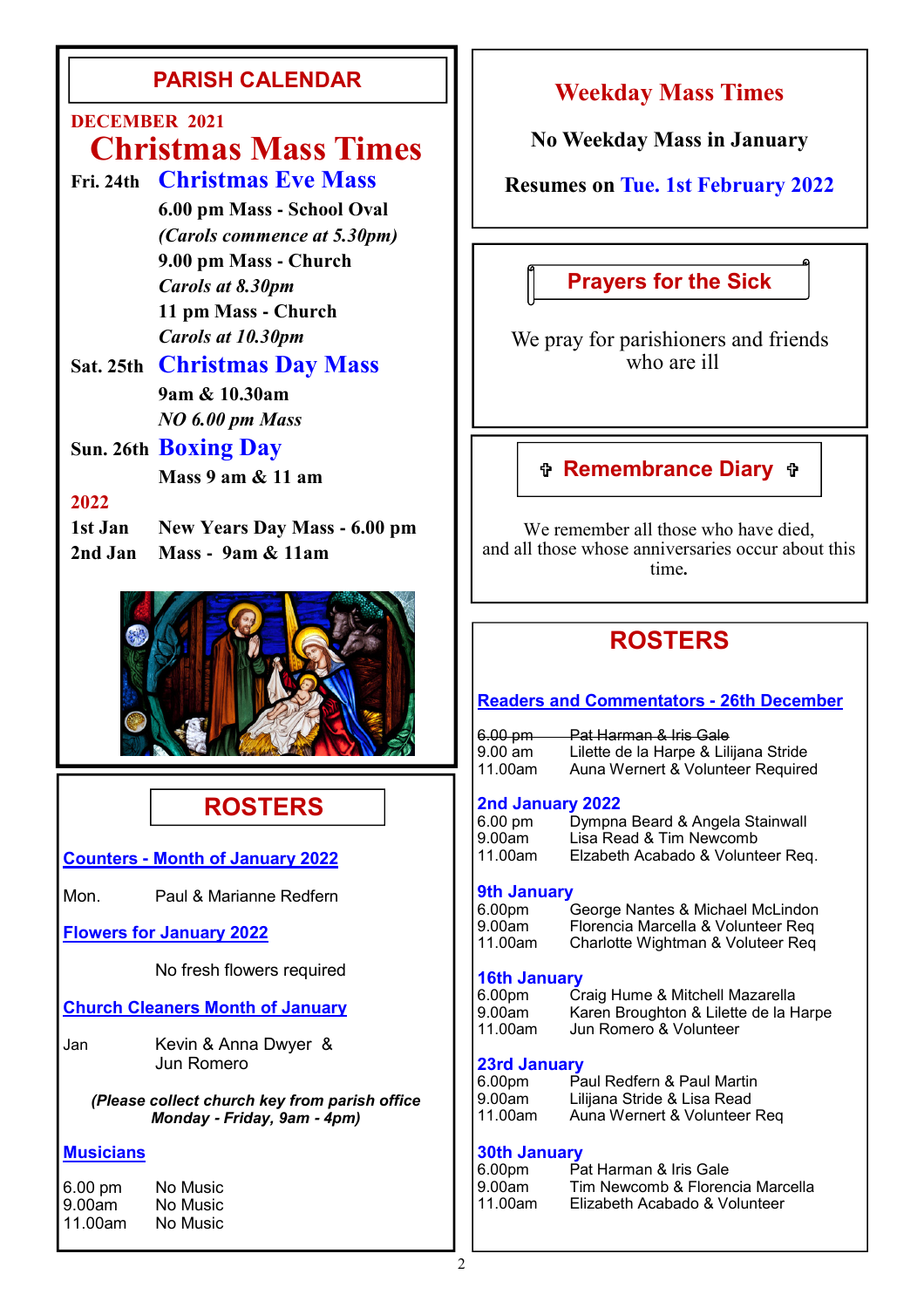## PARISH CALENDAR

**DECEMBER 2021**

# Christmas Mass Times

**Fri. 24th** — **Christmas Eve Mass**

**6.00 pm Mass - School Oval**
***(Carols commence at 5.30pm)***
**9.00 pm Mass - Church**
***Carols at 8.30pm***
**11 pm Mass - Church**
***Carols at 10.30pm***

**Sat. 25th** — **Christmas Day Mass**

**9am & 10.30am**
***NO 6.00 pm Mass***

**Sun. 26th** — **Boxing Day**

**Mass 9 am & 11 am**

**2022**

**1st Jan** — **New Years Day Mass - 6.00 pm**
**2nd Jan** — **Mass - 9am & 11am**

## ROSTERS

**Counters - Month of January 2022**

Mon. Paul & Marianne Redfern

**Flowers for January 2022**

No fresh flowers required

**Church Cleaners Month of January**

Jan Kevin & Anna Dwyer & Jun Romero

***(Please collect church key from parish office Monday - Friday, 9am - 4pm)***

**Musicians**

| | |
|---|---|
| 6.00 pm | No Music |
| 9.00am | No Music |
| 11.00am | No Music |

## Weekday Mass Times

**No Weekday Mass in January**

**Resumes on Tue. 1st February 2022**

## Prayers for the Sick

We pray for parishioners and friends who are ill

## ✞ Remembrance Diary ✞

We remember all those who have died, and all those whose anniversaries occur about this time.

## ROSTERS

**Readers and Commentators - 26th December**

| | |
|---|---|
| ~~6.00 pm~~ | ~~Pat Harman & Iris Gale~~ |
| 9.00 am | Lilette de la Harpe & Lilijana Stride |
| 11.00am | Auna Wernert & Volunteer Required |

**2nd January 2022**

| | |
|---|---|
| 6.00 pm | Dympna Beard & Angela Stainwall |
| 9.00am | Lisa Read & Tim Newcomb |
| 11.00am | Elzabeth Acabado & Volunteer Req. |

**9th January**

| | |
|---|---|
| 6.00pm | George Nantes & Michael McLindon |
| 9.00am | Florencia Marcella & Volunteer Req |
| 11.00am | Charlotte Wightman & Voluteer Req |

**16th January**

| | |
|---|---|
| 6.00pm | Craig Hume & Mitchell Mazarella |
| 9.00am | Karen Broughton & Lilette de la Harpe |
| 11.00am | Jun Romero & Volunteer |

**23rd January**

| | |
|---|---|
| 6.00pm | Paul Redfern & Paul Martin |
| 9.00am | Lilijana Stride & Lisa Read |
| 11.00am | Auna Wernert & Volunteer Req |

**30th January**

| | |
|---|---|
| 6.00pm | Pat Harman & Iris Gale |
| 9.00am | Tim Newcomb & Florencia Marcella |
| 11.00am | Elizabeth Acabado & Volunteer |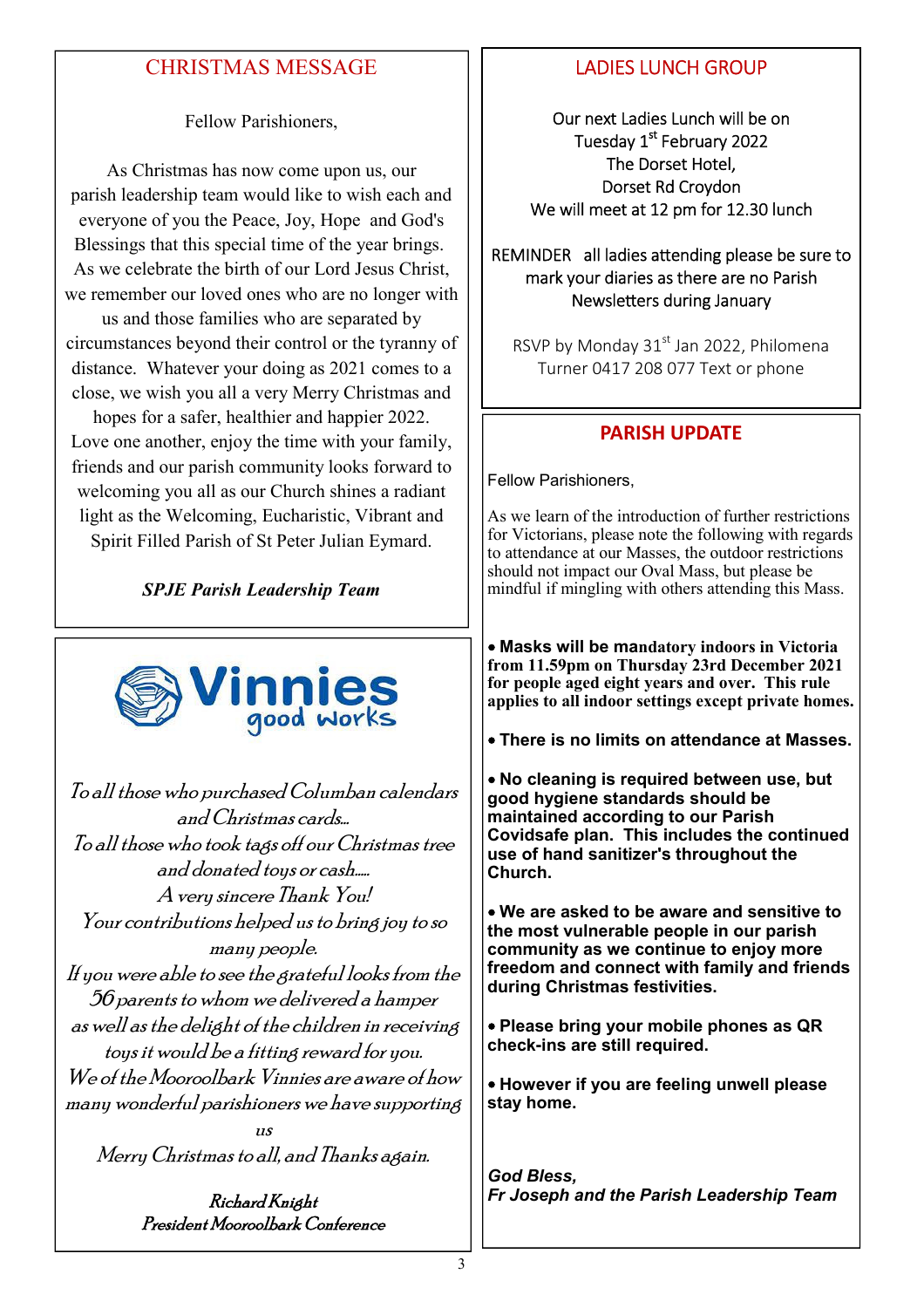## CHRISTMAS MESSAGE

Fellow Parishioners,

As Christmas has now come upon us, our parish leadership team would like to wish each and everyone of you the Peace, Joy, Hope and God's Blessings that this special time of the year brings. As we celebrate the birth of our Lord Jesus Christ, we remember our loved ones who are no longer with us and those families who are separated by circumstances beyond their control or the tyranny of distance. Whatever your doing as 2021 comes to a close, we wish you all a very Merry Christmas and hopes for a safer, healthier and happier 2022. Love one another, enjoy the time with your family, friends and our parish community looks forward to welcoming you all as our Church shines a radiant light as the Welcoming, Eucharistic, Vibrant and Spirit Filled Parish of St Peter Julian Eymard.

***SPJE Parish Leadership Team***

## Vinnies good works

*To all those who purchased Columban calendars and Christmas cards...*
*To all those who took tags off our Christmas tree and donated toys or cash.....*
*A very sincere Thank You!*
*Your contributions helped us to bring joy to so many people.*
*If you were able to see the grateful looks from the 56 parents to whom we delivered a hamper as well as the delight of the children in receiving toys it would be a fitting reward for you.*
*We of the Mooroolbark Vinnies are aware of how many wonderful parishioners we have supporting us*
*Merry Christmas to all, and Thanks again.*

*Richard Knight*
*President Mooroolbark Conference*

## LADIES LUNCH GROUP

Our next Ladies Lunch will be on Tuesday 1st February 2022
The Dorset Hotel,
Dorset Rd Croydon
We will meet at 12 pm for 12.30 lunch

REMINDER all ladies attending please be sure to mark your diaries as there are no Parish Newsletters during January

RSVP by Monday 31st Jan 2022, Philomena Turner 0417 208 077 Text or phone

## PARISH UPDATE

Fellow Parishioners,

As we learn of the introduction of further restrictions for Victorians, please note the following with regards to attendance at our Masses, the outdoor restrictions should not impact our Oval Mass, but please be mindful if mingling with others attending this Mass.

- **Masks will be mandatory indoors in Victoria from 11.59pm on Thursday 23rd December 2021 for people aged eight years and over. This rule applies to all indoor settings except private homes.**
- **There is no limits on attendance at Masses.**
- **No cleaning is required between use, but good hygiene standards should be maintained according to our Parish Covidsafe plan. This includes the continued use of hand sanitizer's throughout the Church.**
- **We are asked to be aware and sensitive to the most vulnerable people in our parish community as we continue to enjoy more freedom and connect with family and friends during Christmas festivities.**
- **Please bring your mobile phones as QR check-ins are still required.**
- **However if you are feeling unwell please stay home.**

***God Bless,***
***Fr Joseph and the Parish Leadership Team***